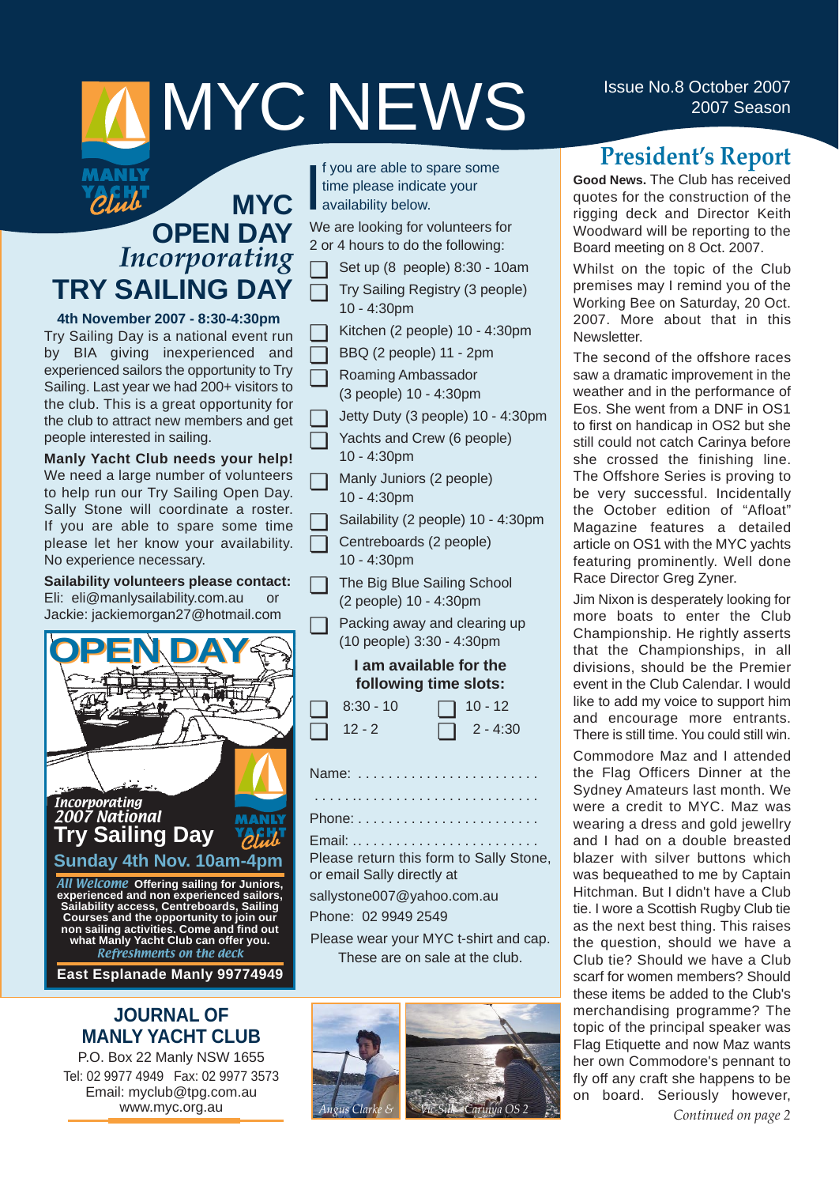# MYC NEWS

Issue No.8 October 2007
2007 Season

## MYC OPEN DAY *Incorporating* TRY SAILING DAY

**4th November 2007 - 8:30-4:30pm**

Try Sailing Day is a national event run by BIA giving inexperienced and experienced sailors the opportunity to Try Sailing. Last year we had 200+ visitors to the club. This is a great opportunity for the club to attract new members and get people interested in sailing.

**Manly Yacht Club needs your help!** We need a large number of volunteers to help run our Try Sailing Open Day. Sally Stone will coordinate a roster. If you are able to spare some time please let her know your availability. No experience necessary.

**Saibility volunteers please contact:**
Eli: eli@manlysailability.com.au or
Jackie: jackiemorgan27@hotmail.com

**OPEN DAY**

*Incorporating 2007 National*
**Try Sailing Day**
**Sunday 4th Nov. 10am-4pm**

*All Welcome* **Offering sailing for Juniors, experienced and non experienced sailors, Sailability access, Centreboards, Sailing Courses and the opportunity to join our non sailing activities. Come and find out what Manly Yacht Club can offer you.**
*Refreshments on the deck*

**East Esplanade Manly 99774949**

If you are able to spare some time please indicate your availability below.

We are looking for volunteers for 2 or 4 hours to do the following:

- ☐ Set up (8 people) 8:30 - 10am
- ☐ Try Sailing Registry (3 people) 10 - 4:30pm
- ☐ Kitchen (2 people) 10 - 4:30pm
- ☐ BBQ (2 people) 11 - 2pm
- ☐ Roaming Ambassador (3 people) 10 - 4:30pm
- ☐ Jetty Duty (3 people) 10 - 4:30pm
- ☐ Yachts and Crew (6 people) 10 - 4:30pm
- ☐ Manly Juniors (2 people) 10 - 4:30pm
- ☐ Sailability (2 people) 10 - 4:30pm
- ☐ Centreboards (2 people) 10 - 4:30pm
- ☐ The Big Blue Sailing School (2 people) 10 - 4:30pm
- ☐ Packing away and clearing up (10 people) 3:30 - 4:30pm

**I am available for the following time slots:**

- ☐ 8:30 - 10
- ☐ 10 - 12
- ☐ 12 - 2
- ☐ 2 - 4:30

Name: ........................
..............................
Phone: ........................
Email: ........................

Please return this form to Sally Stone, or email Sally directly at sallystone007@yahoo.com.au
Phone: 02 9949 2549

Please wear your MYC t-shirt and cap. These are on sale at the club.

*Angus Clarke & Vic Silk - Carinya OS 2*

## President's Report

**Good News.** The Club has received quotes for the construction of the rigging deck and Director Keith Woodward will be reporting to the Board meeting on 8 Oct. 2007.

Whilst on the topic of the Club premises may I remind you of the Working Bee on Saturday, 20 Oct. 2007. More about that in this Newsletter.

The second of the offshore races saw a dramatic improvement in the weather and in the performance of Eos. She went from a DNF in OS1 to first on handicap in OS2 but she still could not catch Carinya before she crossed the finishing line. The Offshore Series is proving to be very successful. Incidentally the October edition of "Afloat" Magazine features a detailed article on OS1 with the MYC yachts featuring prominently. Well done Race Director Greg Zyner.

Jim Nixon is desperately looking for more boats to enter the Club Championship. He rightly asserts that the Championships, in all divisions, should be the Premier event in the Club Calendar. I would like to add my voice to support him and encourage more entrants. There is still time. You could still win.

Commodore Maz and I attended the Flag Officers Dinner at the Sydney Amateurs last month. We were a credit to MYC. Maz was wearing a dress and gold jewellry and I had on a double breasted blazer with silver buttons which was bequeathed to me by Captain Hitchman. But I didn't have a Club tie. I wore a Scottish Rugby Club tie as the next best thing. This raises the question, should we have a Club tie? Should we have a Club scarf for women members? Should these items be added to the Club's merchandising programme? The topic of the principal speaker was Flag Etiquette and now Maz wants her own Commodore's pennant to fly off any craft she happens to be on board. Seriously however,

*Continued on page 2*

### JOURNAL OF MANLY YACHT CLUB

P.O. Box 22 Manly NSW 1655
Tel: 02 9977 4949 Fax: 02 9977 3573
Email: myclub@tpg.com.au
www.myc.org.au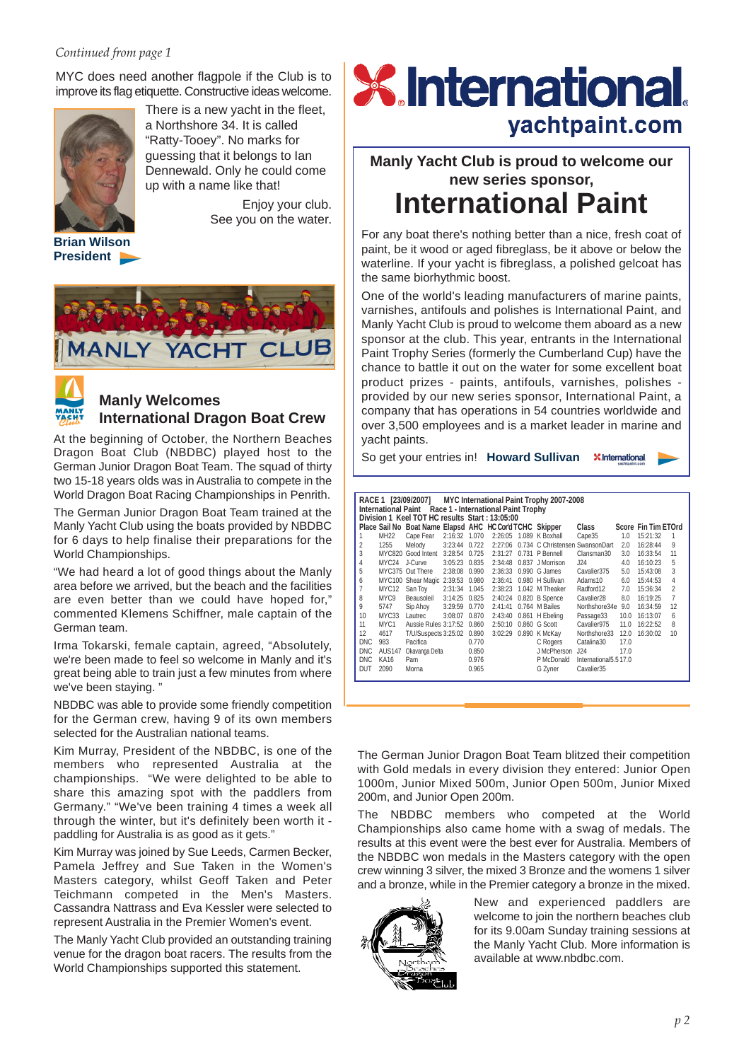*Continued from page 1*

MYC does need another flagpole if the Club is to improve its flag etiquette. Constructive ideas welcome.

There is a new yacht in the fleet, a Northshore 34. It is called "Ratty-Tooey". No marks for guessing that it belongs to Ian Dennewald. Only he could come up with a name like that!

Enjoy your club.
See you on the water.

**Brian Wilson**
**President**

MANLY YACHT CLUB

## Manly Welcomes International Dragon Boat Crew

At the beginning of October, the Northern Beaches Dragon Boat Club (NBDBC) played host to the German Junior Dragon Boat Team. The squad of thirty two 15-18 years olds was in Australia to compete in the World Dragon Boat Racing Championships in Penrith.

The German Junior Dragon Boat Team trained at the Manly Yacht Club using the boats provided by NBDBC for 6 days to help finalise their preparations for the World Championships.

"We had heard a lot of good things about the Manly area before we arrived, but the beach and the facilities are even better than we could have hoped for," commented Klemens Schiffner, male captain of the German team.

Irma Tokarski, female captain, agreed, "Absolutely, we're been made to feel so welcome in Manly and it's great being able to train just a few minutes from where we've been staying. "

NBDBC was able to provide some friendly competition for the German crew, having 9 of its own members selected for the Australian national teams.

Kim Murray, President of the NBDBC, is one of the members who represented Australia at the championships. "We were delighted to be able to share this amazing spot with the paddlers from Germany." "We've been training 4 times a week all through the winter, but it's definitely been worth it - paddling for Australia is as good as it gets."

Kim Murray was joined by Sue Leeds, Carmen Becker, Pamela Jeffrey and Sue Taken in the Women's Masters category, whilst Geoff Taken and Peter Teichmann competed in the Men's Masters. Cassandra Nattrass and Eva Kessler were selected to represent Australia in the Premier Women's event.

The Manly Yacht Club provided an outstanding training venue for the dragon boat racers. The results from the World Championships supported this statement.

The German Junior Dragon Boat Team blitzed their competition with Gold medals in every division they entered: Junior Open 1000m, Junior Mixed 500m, Junior Open 500m, Junior Mixed 200m, and Junior Open 200m.

The NBDBC members who competed at the World Championships also came home with a swag of medals. The results at this event were the best ever for Australia. Members of the NBDBC won medals in the Masters category with the open crew winning 3 silver, the mixed 3 Bronze and the womens 1 silver and a bronze, while in the Premier category a bronze in the mixed.

New and experienced paddlers are welcome to join the northern beaches club for its 9.00am Sunday training sessions at the Manly Yacht Club. More information is available at www.nbdbc.com.

Northern Beaches Dragon Boat Club

---

International. yachtpaint.com

## Manly Yacht Club is proud to welcome our new series sponsor,
# International Paint

For any boat there's nothing better than a nice, fresh coat of paint, be it wood or aged fibreglass, be it above or below the waterline. If your yacht is fibreglass, a polished gelcoat has the same biorhythmic boost.

One of the world's leading manufacturers of marine paints, varnishes, antifouls and polishes is International Paint, and Manly Yacht Club is proud to welcome them aboard as a new sponsor at the club. This year, entrants in the International Paint Trophy Series (formerly the Cumberland Cup) have the chance to battle it out on the water for some excellent boat product prizes - paints, antifouls, varnishes, polishes - provided by our new series sponsor, International Paint, a company that has operations in 54 countries worldwide and over 3,500 employees and is a market leader in marine and yacht paints.

So get your entries in! **Howard Sullivan**

**RACE 1 [23/09/2007] MYC International Paint Trophy 2007-2008**
**International Paint Race 1 - International Paint Trophy**
**Division 1 Keel TOT HC results Start : 13:05:00**

| Place | Sail No | Boat Name | Elapsd | AHC | HC Cor'd | TCHC | Skipper | Class | Score | Fin Tim | ETOrd |
|---|---|---|---|---|---|---|---|---|---|---|---|
| 1 | MH22 | Cape Fear | 2:16:32 | 1.070 | 2:26:05 | 1.089 | K Boxhall | Cape35 | 1.0 | 15:21:32 | 1 |
| 2 | 1255 | Melody | 3:23:44 | 0.722 | 2:27:06 | 0.734 | C Christensen | SwansonDart | 2.0 | 16:28:44 | 9 |
| 3 | MYC820 | Good Intent | 3:28:54 | 0.725 | 2:31:27 | 0.731 | P Bennell | Clansman30 | 3.0 | 16:33:54 | 11 |
| 4 | MYC24 | J-Curve | 3:05:23 | 0.835 | 2:34:48 | 0.837 | J Morrison | J24 | 4.0 | 16:10:23 | 5 |
| 5 | MYC375 | Out There | 2:38:08 | 0.990 | 2:36:33 | 0.990 | G James | Cavalier375 | 5.0 | 15:43:08 | 3 |
| 6 | MYC100 | Shear Magic | 2:39:53 | 0.980 | 2:36:41 | 0.980 | H Sullivan | Adams10 | 6.0 | 15:44:53 | 4 |
| 7 | MYC12 | San Toy | 2:31:34 | 1.045 | 2:38:23 | 1.042 | M Theaker | Radford12 | 7.0 | 15:36:34 | 2 |
| 8 | MYC9 | Beausoleil | 3:14:25 | 0.825 | 2:40:24 | 0.820 | B Spence | Cavalier28 | 8.0 | 16:19:25 | 7 |
| 9 | 5747 | Sip Ahoy | 3:29:59 | 0.770 | 2:41:41 | 0.764 | M Bailes | Northshore34e | 9.0 | 16:34:59 | 12 |
| 10 | MYC33 | Lautrec | 3:08:07 | 0.870 | 2:43:40 | 0.861 | H Ebeling | Passage33 | 10.0 | 16:13:07 | 6 |
| 11 | MYC1 | Aussie Rules | 3:17:52 | 0.860 | 2:50:10 | 0.860 | G Scott | Cavalier975 | 11.0 | 16:22:52 | 8 |
| 12 | 4617 | T/U/Suspects | 3:25:02 | 0.890 | 3:02:29 | 0.890 | K McKay | Northshore33 | 12.0 | 16:30:02 | 10 |
| DNC | 983 | Pacifica | | 0.770 | | | C Rogers | Catalina30 | 17.0 | | |
| DNC | AUS147 | Okavanga Delta | | 0.850 | | | J McPherson | J24 | 17.0 | | |
| DNC | KA16 | Pam | | 0.976 | | | P McDonald | International5.5 | 17.0 | | |
| DUT | 2090 | Morna | | 0.965 | | | G Zyner | Cavalier35 | | | |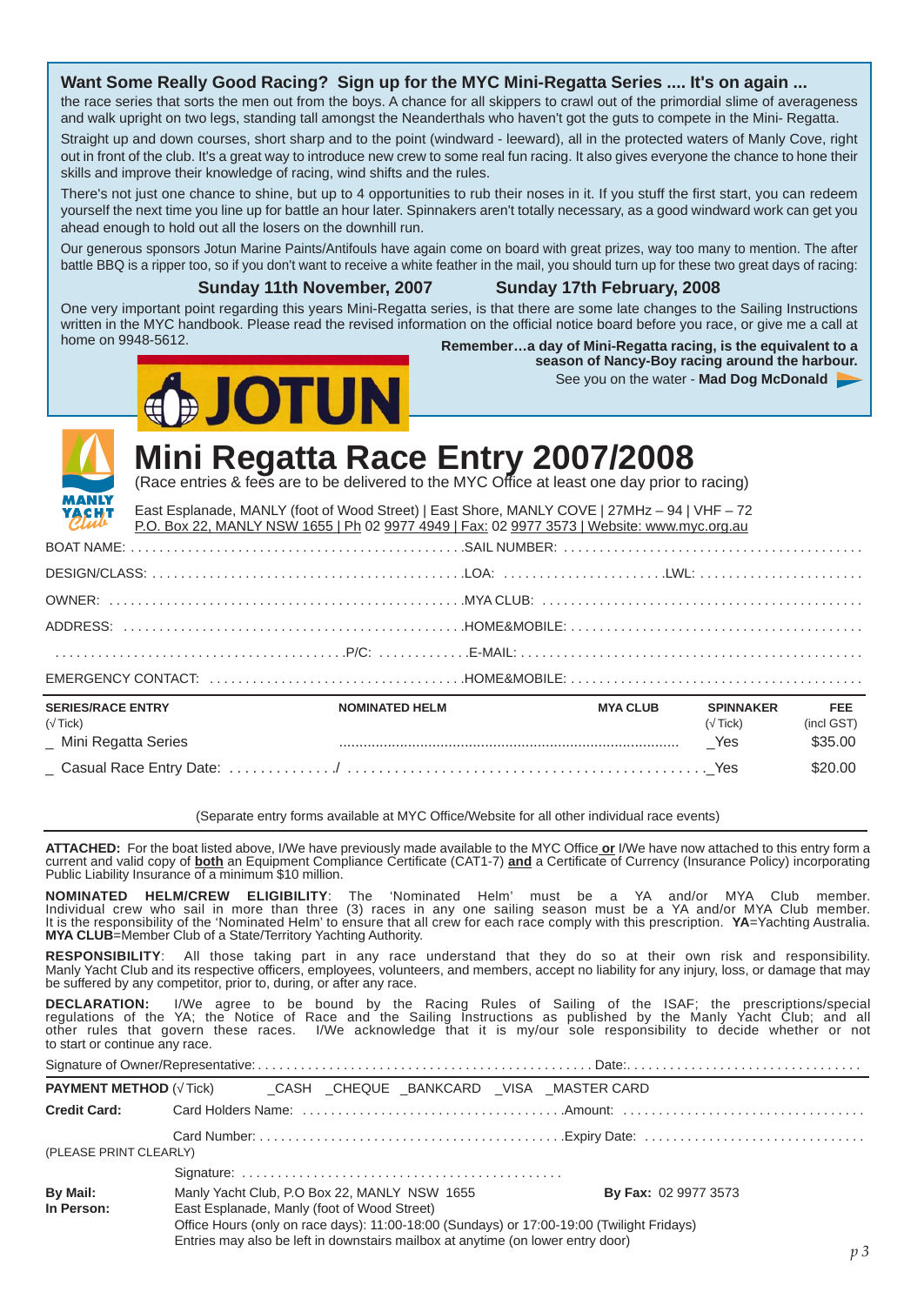## Want Some Really Good Racing? Sign up for the MYC Mini-Regatta Series .... It's on again ...

the race series that sorts the men out from the boys. A chance for all skippers to crawl out of the primordial slime of averageness and walk upright on two legs, standing tall amongst the Neanderthals who haven't got the guts to compete in the Mini- Regatta.

Straight up and down courses, short sharp and to the point (windward - leeward), all in the protected waters of Manly Cove, right out in front of the club. It's a great way to introduce new crew to some real fun racing. It also gives everyone the chance to hone their skills and improve their knowledge of racing, wind shifts and the rules.

There's not just one chance to shine, but up to 4 opportunities to rub their noses in it. If you stuff the first start, you can redeem yourself the next time you line up for battle an hour later. Spinnakers aren't totally necessary, as a good windward work can get you ahead enough to hold out all the losers on the downhill run.

Our generous sponsors Jotun Marine Paints/Antifouls have again come on board with great prizes, way too many to mention. The after battle BBQ is a ripper too, so if you don't want to receive a white feather in the mail, you should turn up for these two great days of racing:

**Sunday 11th November, 2007** **Sunday 17th February, 2008**

One very important point regarding this years Mini-Regatta series, is that there are some late changes to the Sailing Instructions written in the MYC handbook. Please read the revised information on the official notice board before you race, or give me a call at home on 9948-5612.

**Remember…a day of Mini-Regatta racing, is the equivalent to a season of Nancy-Boy racing around the harbour.**

See you on the water - **Mad Dog McDonald**

JOTUN

# Mini Regatta Race Entry 2007/2008

(Race entries & fees are to be delivered to the MYC Office at least one day prior to racing)

MANLY YACHT Club

East Esplanade, MANLY (foot of Wood Street) | East Shore, MANLY COVE | 27MHz – 94 | VHF – 72
P.O. Box 22, MANLY NSW 1655 | Ph 02 9977 4949 | Fax: 02 9977 3573 | Website: www.myc.org.au

BOAT NAME: .............................................. SAIL NUMBER: ........................................

DESIGN/CLASS: .......................................... LOA: ...................... LWL: .......................

OWNER: ................................................ MYA CLUB: ...........................................

ADDRESS: ............................................ HOME&MOBILE: ......................................

....................................... P/C: ............ E-MAIL: ...............................................

EMERGENCY CONTACT: ................................. HOME&MOBILE: ......................................

| SERIES/RACE ENTRY (√ Tick) | NOMINATED HELM | MYA CLUB | SPINNAKER (√ Tick) | FEE (incl GST) |
|---|---|---|---|---|
| _ Mini Regatta Series | ........................................ | | _Yes | $35.00 |
| _ Casual Race Entry Date: ............./ | ........................................ | | _Yes | $20.00 |

(Separate entry forms available at MYC Office/Website for all other individual race events)

**ATTACHED:** For the boat listed above, I/We have previously made available to the MYC Office **or** I/We have now attached to this entry form a current and valid copy of **both** an Equipment Compliance Certificate (CAT1-7) **and** a Certificate of Currency (Insurance Policy) incorporating Public Liability Insurance of a minimum $10 million.

**NOMINATED HELM/CREW ELIGIBILITY**: The 'Nominated Helm' must be a YA and/or MYA Club member. Individual crew who sail in more than three (3) races in any one sailing season must be a YA and/or MYA Club member. It is the responsibility of the 'Nominated Helm' to ensure that all crew for each race comply with this prescription. **YA**=Yachting Australia. **MYA CLUB**=Member Club of a State/Territory Yachting Authority.

**RESPONSIBILITY**: All those taking part in any race understand that they do so at their own risk and responsibility. Manly Yacht Club and its respective officers, employees, volunteers, and members, accept no liability for any injury, loss, or damage that may be suffered by any competitor, prior to, during, or after any race.

**DECLARATION:** I/We agree to be bound by the Racing Rules of Sailing of the ISAF; the prescriptions/special regulations of the YA; the Notice of Race and the Sailing Instructions as published by the Manly Yacht Club; and all other rules that govern these races. I/We acknowledge that it is my/our sole responsibility to decide whether or not to start or continue any race.

Signature of Owner/Representative: ............................................ Date: ...............................

**PAYMENT METHOD** (√ Tick) _CASH _CHEQUE _BANKCARD _VISA _MASTER CARD

**Credit Card:** Card Holders Name: .................................. Amount: ..................................

Card Number: ........................................ Expiry Date: ..............................

(PLEASE PRINT CLEARLY)

Signature: ..........................................

**By Mail:** Manly Yacht Club, P.O Box 22, MANLY NSW 1655 **By Fax:** 02 9977 3573

**In Person:** East Esplanade, Manly (foot of Wood Street)
Office Hours (only on race days): 11:00-18:00 (Sundays) or 17:00-19:00 (Twilight Fridays)
Entries may also be left in downstairs mailbox at anytime (on lower entry door)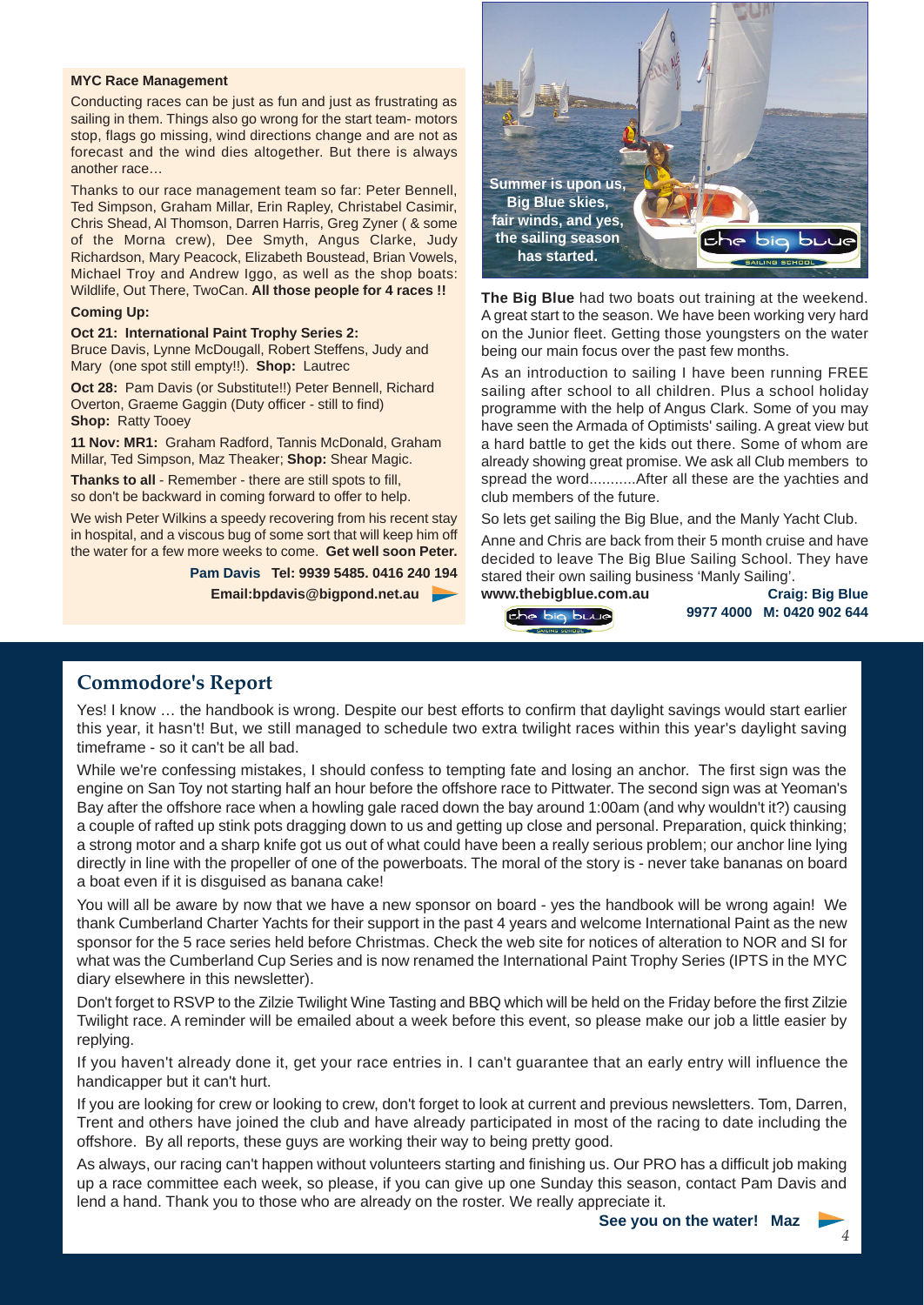### MYC Race Management

Conducting races can be just as fun and just as frustrating as sailing in them. Things also go wrong for the start team- motors stop, flags go missing, wind directions change and are not as forecast and the wind dies altogether. But there is always another race…

Thanks to our race management team so far: Peter Bennell, Ted Simpson, Graham Millar, Erin Rapley, Christabel Casimir, Chris Shead, Al Thomson, Darren Harris, Greg Zyner ( & some of the Morna crew), Dee Smyth, Angus Clarke, Judy Richardson, Mary Peacock, Elizabeth Boustead, Brian Vowels, Michael Troy and Andrew Iggo, as well as the shop boats: Wildlife, Out There, TwoCan. **All those people for 4 races !!**

**Coming Up:**

**Oct 21: International Paint Trophy Series 2:** Bruce Davis, Lynne McDougall, Robert Steffens, Judy and Mary (one spot still empty!!). **Shop:** Lautrec

**Oct 28:** Pam Davis (or Substitute!!) Peter Bennell, Richard Overton, Graeme Gaggin (Duty officer - still to find) **Shop:** Ratty Tooey

**11 Nov: MR1:** Graham Radford, Tannis McDonald, Graham Millar, Ted Simpson, Maz Theaker; **Shop:** Shear Magic.

**Thanks to all** - Remember - there are still spots to fill, so don't be backward in coming forward to offer to help.

We wish Peter Wilkins a speedy recovering from his recent stay in hospital, and a viscous bug of some sort that will keep him off the water for a few more weeks to come. **Get well soon Peter.**

**Pam Davis Tel: 9939 5485. 0416 240 194**
**Email:bpdavis@bigpond.net.au**

**Summer is upon us, Big Blue skies, fair winds, and yes, the sailing season has started.**

**The Big Blue** had two boats out training at the weekend. A great start to the season. We have been working very hard on the Junior fleet. Getting those youngsters on the water being our main focus over the past few months.

As an introduction to sailing I have been running FREE sailing after school to all children. Plus a school holiday programme with the help of Angus Clark. Some of you may have seen the Armada of Optimists' sailing. A great view but a hard battle to get the kids out there. Some of whom are already showing great promise. We ask all Club members to spread the word...........After all these are the yachties and club members of the future.

So lets get sailing the Big Blue, and the Manly Yacht Club.

Anne and Chris are back from their 5 month cruise and have decided to leave The Big Blue Sailing School. They have stared their own sailing business 'Manly Sailing'.

**www.thebigblue.com.au** **Craig: Big Blue 9977 4000 M: 0420 902 644**

## Commodore's Report

Yes! I know … the handbook is wrong. Despite our best efforts to confirm that daylight savings would start earlier this year, it hasn't! But, we still managed to schedule two extra twilight races within this year's daylight saving timeframe - so it can't be all bad.

While we're confessing mistakes, I should confess to tempting fate and losing an anchor. The first sign was the engine on San Toy not starting half an hour before the offshore race to Pittwater. The second sign was at Yeoman's Bay after the offshore race when a howling gale raced down the bay around 1:00am (and why wouldn't it?) causing a couple of rafted up stink pots dragging down to us and getting up close and personal. Preparation, quick thinking; a strong motor and a sharp knife got us out of what could have been a really serious problem; our anchor line lying directly in line with the propeller of one of the powerboats. The moral of the story is - never take bananas on board a boat even if it is disguised as banana cake!

You will all be aware by now that we have a new sponsor on board - yes the handbook will be wrong again! We thank Cumberland Charter Yachts for their support in the past 4 years and welcome International Paint as the new sponsor for the 5 race series held before Christmas. Check the web site for notices of alteration to NOR and SI for what was the Cumberland Cup Series and is now renamed the International Paint Trophy Series (IPTS in the MYC diary elsewhere in this newsletter).

Don't forget to RSVP to the Zilzie Twilight Wine Tasting and BBQ which will be held on the Friday before the first Zilzie Twilight race. A reminder will be emailed about a week before this event, so please make our job a little easier by replying.

If you haven't already done it, get your race entries in. I can't guarantee that an early entry will influence the handicapper but it can't hurt.

If you are looking for crew or looking to crew, don't forget to look at current and previous newsletters. Tom, Darren, Trent and others have joined the club and have already participated in most of the racing to date including the offshore. By all reports, these guys are working their way to being pretty good.

As always, our racing can't happen without volunteers starting and finishing us. Our PRO has a difficult job making up a race committee each week, so please, if you can give up one Sunday this season, contact Pam Davis and lend a hand. Thank you to those who are already on the roster. We really appreciate it.

**See you on the water! Maz**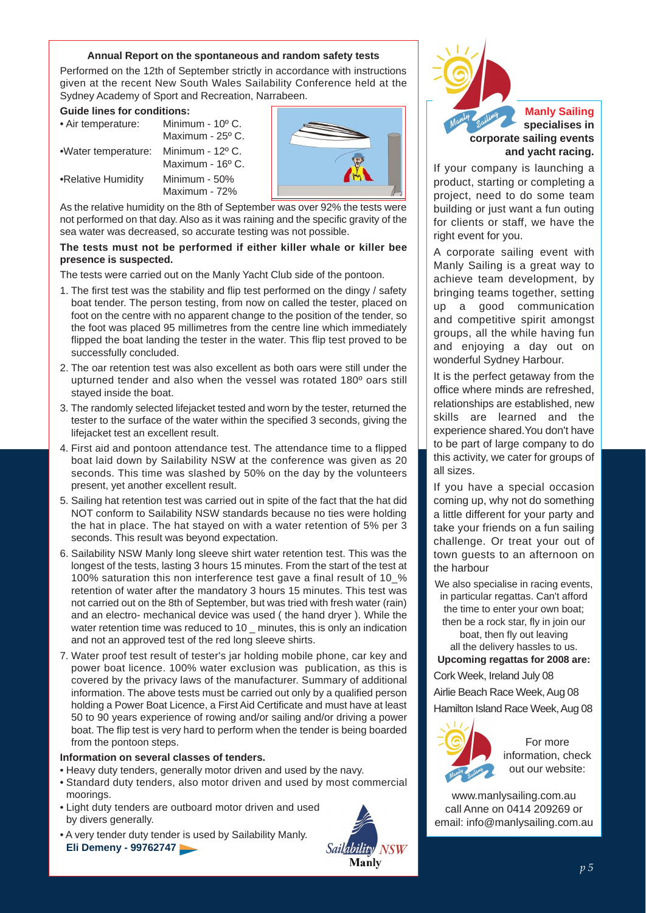## Annual Report on the spontaneous and random safety tests

Performed on the 12th of September strictly in accordance with instructions given at the recent New South Wales Sailability Conference held at the Sydney Academy of Sport and Recreation, Narrabeen.

**Guide lines for conditions:**

- Air temperature: Minimum - 10º C. Maximum - 25º C.
- Water temperature: Minimum - 12º C. Maximum - 16º C.
- Relative Humidity Minimum - 50% Maximum - 72%

As the relative humidity on the 8th of September was over 92% the tests were not performed on that day. Also as it was raining and the specific gravity of the sea water was decreased, so accurate testing was not possible.

**The tests must not be performed if either killer whale or killer bee presence is suspected.**

The tests were carried out on the Manly Yacht Club side of the pontoon.

1. The first test was the stability and flip test performed on the dingy / safety boat tender. The person testing, from now on called the tester, placed on foot on the centre with no apparent change to the position of the tender, so the foot was placed 95 millimetres from the centre line which immediately flipped the boat landing the tester in the water. This flip test proved to be successfully concluded.
2. The oar retention test was also excellent as both oars were still under the upturned tender and also when the vessel was rotated 180º oars still stayed inside the boat.
3. The randomly selected lifejacket tested and worn by the tester, returned the tester to the surface of the water within the specified 3 seconds, giving the lifejacket test an excellent result.
4. First aid and pontoon attendance test. The attendance time to a flipped boat laid down by Sailability NSW at the conference was given as 20 seconds. This time was slashed by 50% on the day by the volunteers present, yet another excellent result.
5. Sailing hat retention test was carried out in spite of the fact that the hat did NOT conform to Sailability NSW standards because no ties were holding the hat in place. The hat stayed on with a water retention of 5% per 3 seconds. This result was beyond expectation.
6. Sailability NSW Manly long sleeve shirt water retention test. This was the longest of the tests, lasting 3 hours 15 minutes. From the start of the test at 100% saturation this non interference test gave a final result of 10_% retention of water after the mandatory 3 hours 15 minutes. This test was not carried out on the 8th of September, but was tried with fresh water (rain) and an electro- mechanical device was used ( the hand dryer ). While the water retention time was reduced to 10 _ minutes, this is only an indication and not an approved test of the red long sleeve shirts.
7. Water proof test result of tester's jar holding mobile phone, car key and power boat licence. 100% water exclusion was publication, as this is covered by the privacy laws of the manufacturer. Summary of additional information. The above tests must be carried out only by a qualified person holding a Power Boat Licence, a First Aid Certificate and must have at least 50 to 90 years experience of rowing and/or sailing and/or driving a power boat. The flip test is very hard to perform when the tender is being boarded from the pontoon steps.

**Information on several classes of tenders.**

- Heavy duty tenders, generally motor driven and used by the navy.
- Standard duty tenders, also motor driven and used by most commercial moorings.
- Light duty tenders are outboard motor driven and used by divers generally.
- A very tender duty tender is used by Sailability Manly.

**Eli Demeny - 99762747**

Sailability NSW Manly

---

**Manly Sailing specialises in corporate sailing events and yacht racing.**

If your company is launching a product, starting or completing a project, need to do some team building or just want a fun outing for clients or staff, we have the right event for you.

A corporate sailing event with Manly Sailing is a great way to achieve team development, by bringing teams together, setting up a good communication and competitive spirit amongst groups, all the while having fun and enjoying a day out on wonderful Sydney Harbour.

It is the perfect getaway from the office where minds are refreshed, relationships are established, new skills are learned and the experience shared. You don't have to be part of large company to do this activity, we cater for groups of all sizes.

If you have a special occasion coming up, why not do something a little different for your party and take your friends on a fun sailing challenge. Or treat your out of town guests to an afternoon on the harbour

We also specialise in racing events, in particular regattas. Can't afford the time to enter your own boat; then be a rock star, fly in join our boat, then fly out leaving all the delivery hassles to us.

**Upcoming regattas for 2008 are:**

Cork Week, Ireland July 08

Airlie Beach Race Week, Aug 08

Hamilton Island Race Week, Aug 08

For more information, check out our website:

www.manlysailing.com.au
call Anne on 0414 209269 or
email: info@manlysailing.com.au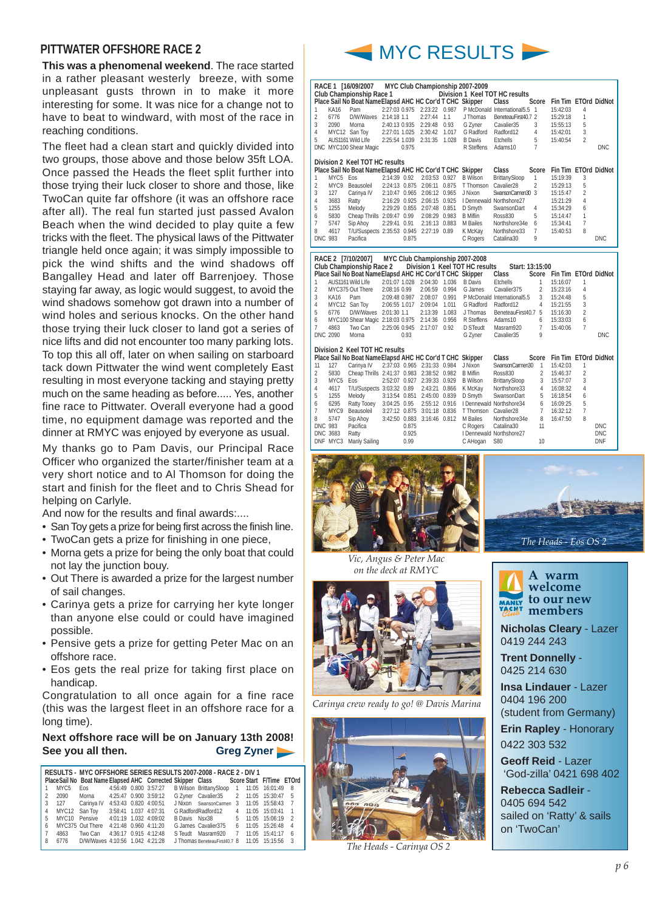## PITTWATER OFFSHORE RACE 2

**This was a phenomenal weekend**. The race started in a rather pleasant westerly breeze, with some unpleasant gusts thrown in to make it more interesting for some. It was nice for a change not to have to beat to windward, with most of the race in reaching conditions.

The fleet had a clean start and quickly divided into two groups, those above and those below 35ft LOA. Once passed the Heads the fleet split further into those trying their luck closer to shore and those, like TwoCan quite far offshore (it was an offshore race after all). The real fun started just passed Avalon Beach when the wind decided to play quite a few tricks with the fleet. The physical laws of the Pittwater triangle held once again; it was simply impossible to pick the wind shifts and the wind shadows off Bangalley Head and later off Barrenjoey. Those staying far away, as logic would suggest, to avoid the wind shadows somehow got drawn into a number of wind holes and serious knocks. On the other hand those trying their luck closer to land got a series of nice lifts and did not encounter too many parking lots. To top this all off, later on when sailing on starboard tack down Pittwater the wind went completely East resulting in most everyone tacking and staying pretty much on the same heading as before..... Yes, another fine race to Pittwater. Overall everyone had a good time, no equipment damage was reported and the dinner at RMYC was enjoyed by everyone as usual.

My thanks go to Pam Davis, our Principal Race Officer who organized the starter/finisher team at a very short notice and to Al Thomson for doing the start and finish for the fleet and to Chris Shead for helping on Carlyle.

And now for the results and final awards:....

- San Toy gets a prize for being first across the finish line.
- TwoCan gets a prize for finishing in one piece,
- Morna gets a prize for being the only boat that could not lay the junction bouy.
- Out There is awarded a prize for the largest number of sail changes.
- Carinya gets a prize for carrying her kyte longer than anyone else could or could have imagined possible.
- Pensive gets a prize for getting Peter Mac on an offshore race.
- Eos gets the real prize for taking first place on handicap.

Congratulation to all once again for a fine race (this was the largest fleet in an offshore race for a long time).

**Next offshore race will be on January 13th 2008! See you all then.** **Greg Zyner**

**RESULTS - MYC OFFSHORE SERIES RESULTS 2007-2008 - RACE 2 - DIV 1**

| Place | Sail No | Boat Name | Elapsed | AHC | Corrected | Skipper | Class | Score | Start | F/Time | ETOrd |
|---|---|---|---|---|---|---|---|---|---|---|---|
| 1 | MYC5 | Eos | 4:56:49 | 0.800 | 3:57:27 | B Wilson | BrittanySloop | 1 | 11:05 | 16:01:49 | 8 |
| 2 | 2090 | Morna | 4:25:47 | 0.900 | 3:59:12 | G Zyner | Cavalier35 | 2 | 11:05 | 15:30:47 | 5 |
| 3 | 127 | Carinya IV | 4:53:43 | 0.820 | 4:00:51 | J Nixon | SwansonCarmen | 3 | 11:05 | 15:58:43 | 7 |
| 4 | MYC12 | San Toy | 3:58:41 | 1.037 | 4:07:31 | G Radford | Radford12 | 4 | 11:05 | 15:03:41 | 1 |
| 5 | MYC10 | Pensive | 4:01:19 | 1.032 | 4:09:02 | B Davis | Nsx38 | 5 | 11:05 | 15:06:19 | 2 |
| 6 | MYC375 | Out There | 4:21:48 | 0.960 | 4:11:20 | G James | Cavalier375 | 6 | 11:05 | 15:26:48 | 4 |
| 7 | 4863 | Two Can | 4:36:17 | 0.915 | 4:12:48 | S Teudt | Masram920 | 7 | 11:05 | 15:41:17 | 6 |
| 8 | 6776 | D/W/Waves | 4:10:56 | 1.042 | 4:21:28 | J Thomas | BeneteauFirst40.7 | 8 | 11:05 | 15:15:56 | 3 |

# MYC RESULTS

**RACE 1 [16/09/2007] MYC Club Championship 2007-2009**
**Club Championship Race 1 — Division 1 Keel TOT HC results**

| Place | Sail No | Boat Name | Elapsd | AHC | Cor'd | T CHC | Skipper | Class | Score | Fin Tim | ETOrd | DidNot |
|---|---|---|---|---|---|---|---|---|---|---|---|---|
| 1 | KA16 | Pam | 2:27:03 | 0.975 | 2:23:22 | 0.987 | P McDonald | International5.5 | 1 | 15:42:03 | 4 | |
| 2 | 6776 | D/W/Waves | 2:14:18 | 1.1 | 2:27:44 | 1.1 | J Thomas | BeneteauFirst40.7 | 2 | 15:29:18 | 1 | |
| 3 | 2090 | Morna | 2:40:13 | 0.935 | 2:29:48 | 0.93 | G Zyner | Cavalier35 | 3 | 15:55:13 | 5 | |
| 4 | MYC12 | San Toy | 2:27:01 | 1.025 | 2:30:42 | 1.017 | G Radford | Radford12 | 4 | 15:42:01 | 3 | |
| 5 | AUS1161 | Wild Life | 2:25:54 | 1.039 | 2:31:35 | 1.028 | B Davis | Etchells | 5 | 15:40:54 | 2 | |
| DNC | MYC100 | Shear Magic | | 0.975 | | | R Steffens | Adams10 | 7 | | | DNC |

**Division 2 Keel TOT HC results**

| Place | Sail No | Boat Name | Elapsd | AHC | Cor'd | T CHC | Skipper | Class | Score | Fin Tim | ETOrd | DidNot |
|---|---|---|---|---|---|---|---|---|---|---|---|---|
| 1 | MYC5 | Eos | 2:14:39 | 0.92 | 2:03:53 | 0.927 | B Wilson | BrittanySloop | 1 | 15:19:39 | 3 | |
| 2 | MYC9 | Beausoleil | 2:24:13 | 0.875 | 2:06:11 | 0.875 | T Thomson | Cavalier28 | 2 | 15:29:13 | 5 | |
| 3 | 127 | Carinya IV | 2:10:47 | 0.965 | 2:06:12 | 0.965 | J Nixon | SwansonCarmen30 | 3 | 15:15:47 | 2 | |
| 4 | 3683 | Ratty | 2:16:29 | 0.925 | 2:06:15 | 0.925 | I Dennewald | Northshore27 | | 15:21:29 | 4 | |
| 5 | 1255 | Melody | 2:29:29 | 0.855 | 2:07:48 | 0.851 | D Smyth | SwansonDart | 4 | 15:34:29 | 6 | |
| 6 | 5830 | Cheap Thrills | 2:09:47 | 0.99 | 2:08:29 | 0.983 | B Miflin | Ross830 | 5 | 15:14:47 | 1 | |
| 7 | 5747 | Sip Ahoy | 2:29:41 | 0.91 | 2:16:13 | 0.883 | M Bailes | Northshore34e | 6 | 15:34:41 | 7 | |
| 8 | 4617 | T/U/Suspects | 2:35:53 | 0.945 | 2:27:19 | 0.89 | K McKay | Northshore33 | 7 | 15:40:53 | 8 | |
| DNC | 983 | Pacifica | | 0.875 | | | C Rogers | Catalina30 | 9 | | | DNC |

**RACE 2 [7/10/2007] MYC Club Championship 2007-2008**
**Club Championship Race 2 — Division 1 Keel TOT HC results — Start: 13:15:00**

| Place | Sail No | Boat Name | Elapsd | AHC | Cor'd | T CHC | Skipper | Class | Score | Fin Tim | ETOrd | DidNot |
|---|---|---|---|---|---|---|---|---|---|---|---|---|
| 1 | AUS1161 | Wild Life | 2:01:07 | 1.028 | 2:04:30 | 1.036 | B Davis | Etchells | 1 | 15:16:07 | 1 | |
| 2 | MYC375 | Out There | 2:08:16 | 0.99 | 2:06:59 | 0.994 | G James | Cavalier375 | 2 | 15:23:16 | 4 | |
| 3 | KA16 | Pam | 2:09:48 | 0.987 | 2:08:07 | 0.991 | P McDonald | International5.5 | 3 | 15:24:48 | 5 | |
| 4 | MYC12 | San Toy | 2:06:55 | 1.017 | 2:09:04 | 1.011 | G Radford | Radford12 | 4 | 15:21:55 | 3 | |
| 5 | 6776 | D/W/Waves | 2:01:30 | 1.1 | 2:13:39 | 1.083 | J Thomas | BeneteauFirst40.7 | 5 | 15:16:30 | 2 | |
| 6 | MYC100 | Shear Magic | 2:18:03 | 0.975 | 2:14:36 | 0.956 | R Steffens | Adams10 | 6 | 15:33:03 | 6 | |
| 7 | 4863 | Two Can | 2:25:06 | 0.945 | 2:17:07 | 0.92 | D STeudt | Masram920 | 7 | 15:40:06 | 7 | |
| DNC | 2090 | Morna | | 0.93 | | | G Zyner | Cavalier35 | 9 | | | DNC |

**Division 2 Keel TOT HC results**

| Place | Sail No | Boat Name | Elapsd | AHC | Cor'd | T CHC | Skipper | Class | Score | Fin Tim | ETOrd | DidNot |
|---|---|---|---|---|---|---|---|---|---|---|---|---|
| 11 | 127 | Carinya IV | 2:37:03 | 0.965 | 2:31:33 | 0.984 | J Nixon | SwansonCarmen30 | 1 | 15:42:03 | 1 | |
| 2 | 5830 | Cheap Thrills | 2:41:37 | 0.983 | 2:38:52 | 0.982 | B Miflin | Ross830 | 2 | 15:46:37 | 2 | |
| 3 | MYC5 | Eos | 2:52:07 | 0.927 | 2:39:33 | 0.929 | B Wilson | BrittanySloop | 3 | 15:57:07 | 3 | |
| 4 | 4617 | T/U/Suspects | 3:03:32 | 0.89 | 2:43:21 | 0.866 | K McKay | Northshore33 | 4 | 16:08:32 | 4 | |
| 5 | 1255 | Melody | 3:13:54 | 0.851 | 2:45:00 | 0.839 | D Smyth | SwansonDart | 5 | 16:18:54 | 6 | |
| 6 | 6295 | Ratty Tooey | 3:04:25 | 0.95 | 2:55:12 | 0.916 | I Dennewald | Northshore34 | 6 | 16:09:25 | 5 | |
| 7 | MYC9 | Beausoleil | 3:27:12 | 0.875 | 3:01:18 | 0.836 | T Thomson | Cavalier28 | 7 | 16:32:12 | 7 | |
| 8 | 5747 | Sip Ahoy | 3:42:50 | 0.883 | 3:16:46 | 0.812 | M Bailes | Northshore34e | 8 | 16:47:50 | 8 | |
| DNC | 983 | Pacifica | | 0.875 | | | C Rogers | Catalina30 | 11 | | | DNC |
| DNC | 3683 | Ratty | | 0.925 | | | I Dennewald | Northshore27 | | | | DNC |
| DNF | MYC3 | Manly Sailing | | 0.99 | | | C AHogan | S80 | 10 | | | DNF |

*Vic, Angus & Peter Mac on the deck at RMYC*

*The Heads - Eos OS 2*

*Carinya crew ready to go! @ Davis Marina*

*The Heads - Carinya OS 2*

## A warm welcome to our new members

**Nicholas Cleary** - Lazer
0419 244 243

**Trent Donnelly** -
0425 214 630

**Insa Lindauer** - Lazer
0404 196 200
(student from Germany)

**Erin Rapley** - Honorary
0422 303 532

**Geoff Reid** - Lazer
'God-zilla' 0421 698 402

**Rebecca Sadleir** -
0405 694 542
sailed on 'Ratty' & sails on 'TwoCan'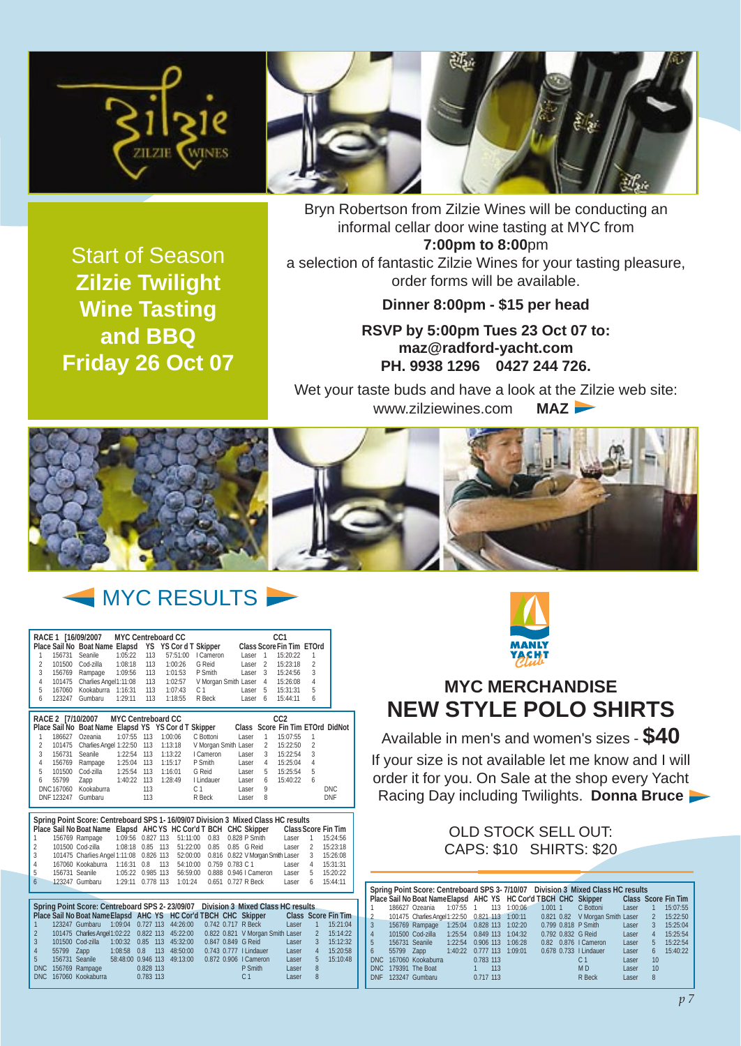## Start of Season **Zilzie Twilight Wine Tasting and BBQ Friday 26 Oct 07**

Bryn Robertson from Zilzie Wines will be conducting an informal cellar door wine tasting at MYC from **7:00pm to 8:00**pm a selection of fantastic Zilzie Wines for your tasting pleasure, order forms will be available.

**Dinner 8:00pm - $15 per head**

**RSVP by 5:00pm Tues 23 Oct 07 to: maz@radford-yacht.com PH. 9938 1296 0427 244 726.**

Wet your taste buds and have a look at the Zilzie web site: www.zilziewines.com **MAZ**

# MYC RESULTS

**RACE 1 [16/09/2007 MYC Centreboard CC — CC1**

| Place | Sail No | Boat Name | Elapsd | YS | YS Cor d T | Skipper | Class | Score | Fin Tim | ETOrd |
|---|---|---|---|---|---|---|---|---|---|---|
| 1 | 156731 | Seanile | 1:05:22 | 113 | 57:51:00 | I Cameron | Laser | 1 | 15:20:22 | 1 |
| 2 | 101500 | Cod-zilla | 1:08:18 | 113 | 1:00:26 | G Reid | Laser | 2 | 15:23:18 | 2 |
| 3 | 156769 | Rampage | 1:09:56 | 113 | 1:01:53 | P Smith | Laser | 3 | 15:24:56 | 3 |
| 4 | 101475 | Charlies Angel | 1:11:08 | 113 | 1:02:57 | V Morgan Smith | Laser | 4 | 15:26:08 | 4 |
| 5 | 167060 | Kookaburra | 1:16:31 | 113 | 1:07:43 | C 1 | Laser | 5 | 15:31:31 | 5 |
| 6 | 123247 | Gumbaru | 1:29:11 | 113 | 1:18:55 | R Beck | Laser | 6 | 15:44:11 | 6 |

**RACE 2 [7/10/2007 MYC Centreboard CC — CC2**

| Place | Sail No | Boat Name | Elapsd | YS | YS Cor d T | Skipper | Class | Score | Fin Tim | ETOrd | DidNot |
|---|---|---|---|---|---|---|---|---|---|---|---|
| 1 | 186627 | Ozeania | 1:07:55 | 113 | 1:00:06 | C Bottoni | Laser | 1 | 15:07:55 | 1 | |
| 2 | 101475 | Charlies Angel | 1:22:50 | 113 | 1:13:18 | V Morgan Smith | Laser | 2 | 15:22:50 | 2 | |
| 3 | 156731 | Seanile | 1:22:54 | 113 | 1:13:22 | I Cameron | Laser | 3 | 15:22:54 | 3 | |
| 4 | 156769 | Rampage | 1:25:04 | 113 | 1:15:17 | P Smith | Laser | 4 | 15:25:04 | 4 | |
| 5 | 101500 | Cod-zilla | 1:25:54 | 113 | 1:16:01 | G Reid | Laser | 5 | 15:25:54 | 5 | |
| 6 | 55799 | Zapp | 1:40:22 | 113 | 1:28:49 | I Lindauer | Laser | 6 | 15:40:22 | 6 | |
| DNC | 167060 | Kookaburra | | 113 | | C 1 | Laser | 9 | | | DNC |
| DNF | 123247 | Gumbaru | | 113 | | R Beck | Laser | 8 | | | DNF |

**Spring Point Score: Centreboard SPS 1- 16/09/07 Division 3 Mixed Class HC results**

| Place | Sail No | Boat Name | Elapsd | AHC | YS | HC Cor'd T | BCH | CHC | Skipper | Class | Score | Fin Tim |
|---|---|---|---|---|---|---|---|---|---|---|---|---|
| 1 | 156769 | Rampage | 1:09:56 | 0.827 | 113 | 51:11:00 | 0.83 | 0.828 | P Smith | Laser | 1 | 15:24:56 |
| 2 | 101500 | Cod-zilla | 1:08:18 | 0.85 | 113 | 51:22:00 | 0.85 | 0.85 | G Reid | Laser | 2 | 15:23:18 |
| 3 | 101475 | Charlies Angel | 1:11:08 | 0.826 | 113 | 52:00:00 | 0.816 | 0.822 | V Morgan Smith | Laser | 3 | 15:26:08 |
| 4 | 167060 | Kookaburra | 1:16:31 | 0.8 | 113 | 54:10:00 | 0.759 | 0.783 | C 1 | Laser | 4 | 15:31:31 |
| 5 | 156731 | Seanile | 1:05:22 | 0.985 | 113 | 56:59:00 | 0.888 | 0.946 | I Cameron | Laser | 5 | 15:20:22 |
| 6 | 123247 | Gumbaru | 1:29:11 | 0.778 | 113 | 1:01:24 | 0.651 | 0.727 | R Beck | Laser | 6 | 15:44:11 |

**Spring Point Score: Centreboard SPS 2- 23/09/07 Division 3 Mixed Class HC results**

| Place | Sail No | Boat Name | Elapsd | AHC | YS | HC Cor'd T | BCH | CHC | Skipper | Class | Score | Fin Tim |
|---|---|---|---|---|---|---|---|---|---|---|---|---|
| 1 | 123247 | Gumbaru | 1:09:04 | 0.727 | 113 | 44:26:00 | 0.742 | 0.717 | R Beck | Laser | 1 | 15:21:04 |
| 2 | 101475 | Charlies Angel | 1:02:22 | 0.822 | 113 | 45:22:00 | 0.822 | 0.821 | V Morgan Smith | Laser | 2 | 15:14:22 |
| 3 | 101500 | Cod-zilla | 1:00:32 | 0.85 | 113 | 45:32:00 | 0.847 | 0.849 | G Reid | Laser | 3 | 15:12:32 |
| 4 | 55799 | Zapp | 1:08:58 | 0.8 | 113 | 48:50:00 | 0.743 | 0.777 | I Lindauer | Laser | 4 | 15:20:58 |
| 5 | 156731 | Seanile | 58:48:00 | 0.946 | 113 | 49:13:00 | 0.872 | 0.906 | I Cameron | Laser | 5 | 15:10:48 |
| DNC | 156769 | Rampage | | 0.828 | 113 | | | | P Smith | Laser | 8 | |
| DNC | 167060 | Kookaburra | | 0.783 | 113 | | | | C 1 | Laser | 8 | |

## MYC MERCHANDISE
## NEW STYLE POLO SHIRTS

Available in men's and women's sizes - **$40**

If your size is not available let me know and I will order it for you. On Sale at the shop every Yacht Racing Day including Twilights. **Donna Bruce**

OLD STOCK SELL OUT:
CAPS: $10 SHIRTS: $20

**Spring Point Score: Centreboard SPS 3- 7/10/07 Division 3 Mixed Class HC results**

| Place | Sail No | Boat Name | Elapsd | AHC | YS | HC Cor'd T | BCH | CHC | Skipper | Class | Score | Fin Tim |
|---|---|---|---|---|---|---|---|---|---|---|---|---|
| 1 | 186627 | Ozeania | 1:07:55 | 1 | 113 | 1:00:06 | 1.001 | 1 | C Bottoni | Laser | 1 | 15:07:55 |
| 2 | 101475 | Charlies Angel | 1:22:50 | 0.821 | 113 | 1:00:11 | 0.821 | 0.82 | V Morgan Smith | Laser | 2 | 15:22:50 |
| 3 | 156769 | Rampage | 1:25:04 | 0.828 | 113 | 1:02:20 | 0.799 | 0.818 | P Smith | Laser | 3 | 15:25:04 |
| 4 | 101500 | Cod-zilla | 1:25:54 | 0.849 | 113 | 1:04:32 | 0.792 | 0.832 | G Reid | Laser | 4 | 15:25:54 |
| 5 | 156731 | Seanile | 1:22:54 | 0.906 | 113 | 1:06:28 | 0.82 | 0.876 | I Cameron | Laser | 5 | 15:22:54 |
| 6 | 55799 | Zapp | 1:40:22 | 0.777 | 113 | 1:09:01 | 0.678 | 0.733 | I Lindauer | Laser | 6 | 15:40:22 |
| DNC | 167060 | Kookaburra | | 0.783 | 113 | | | | C 1 | Laser | 10 | |
| DNC | 179391 | The Boat | | 1 | 113 | | | | M D | Laser | 10 | |
| DNF | 123247 | Gumbaru | | 0.717 | 113 | | | | R Beck | Laser | 8 | |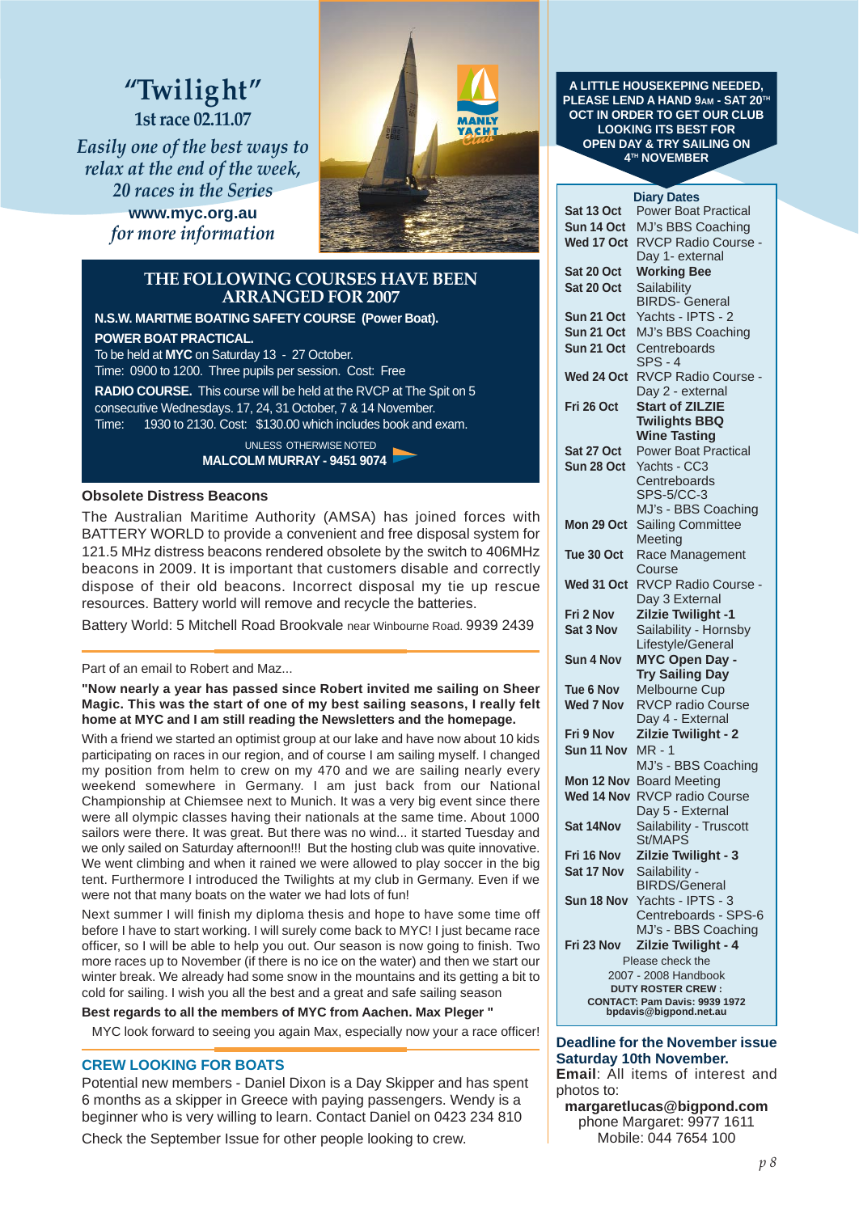# "Twilight"

**1st race 02.11.07**

*Easily one of the best ways to relax at the end of the week, 20 races in the Series*

**www.myc.org.au**

*for more information*

## THE FOLLOWING COURSES HAVE BEEN ARRANGED FOR 2007

**N.S.W. MARITME BOATING SAFETY COURSE (Power Boat).**

**POWER BOAT PRACTICAL.**
To be held at **MYC** on Saturday 13 - 27 October.
Time: 0900 to 1200. Three pupils per session. Cost: Free

**RADIO COURSE.** This course will be held at the RVCP at The Spit on 5 consecutive Wednesdays. 17, 24, 31 October, 7 & 14 November.
Time: 1930 to 2130. Cost: $130.00 which includes book and exam.

UNLESS OTHERWISE NOTED
**MALCOLM MURRAY - 9451 9074**

### Obsolete Distress Beacons

The Australian Maritime Authority (AMSA) has joined forces with BATTERY WORLD to provide a convenient and free disposal system for 121.5 MHz distress beacons rendered obsolete by the switch to 406MHz beacons in 2009. It is important that customers disable and correctly dispose of their old beacons. Incorrect disposal my tie up rescue resources. Battery world will remove and recycle the batteries.

Battery World: 5 Mitchell Road Brookvale near Winbourne Road. 9939 2439

---

Part of an email to Robert and Maz...

**"Now nearly a year has passed since Robert invited me sailing on Sheer Magic. This was the start of one of my best sailing seasons, I really felt home at MYC and I am still reading the Newsletters and the homepage.**

With a friend we started an optimist group at our lake and have now about 10 kids participating on races in our region, and of course I am sailing myself. I changed my position from helm to crew on my 470 and we are sailing nearly every weekend somewhere in Germany. I am just back from our National Championship at Chiemsee next to Munich. It was a very big event since there were all olympic classes having their nationals at the same time. About 1000 sailors were there. It was great. But there was no wind... it started Tuesday and we only sailed on Saturday afternoon!!! But the hosting club was quite innovative. We went climbing and when it rained we were allowed to play soccer in the big tent. Furthermore I introduced the Twilights at my club in Germany. Even if we were not that many boats on the water we had lots of fun!

Next summer I will finish my diploma thesis and hope to have some time off before I have to start working. I will surely come back to MYC! I just became race officer, so I will be able to help you out. Our season is now going to finish. Two more races up to November (if there is no ice on the water) and then we start our winter break. We already had some snow in the mountains and its getting a bit to cold for sailing. I wish you all the best and a great and safe sailing season

**Best regards to all the members of MYC from Aachen. Max Pleger "**

MYC look forward to seeing you again Max, especially now your a race officer!

---

### CREW LOOKING FOR BOATS

Potential new members - Daniel Dixon is a Day Skipper and has spent 6 months as a skipper in Greece with paying passengers. Wendy is a beginner who is very willing to learn. Contact Daniel on 0423 234 810

Check the September Issue for other people looking to crew.

**A LITTLE HOUSEKEPING NEEDED, PLEASE LEND A HAND 9AM - SAT 20TH OCT IN ORDER TO GET OUR CLUB LOOKING ITS BEST FOR OPEN DAY & TRY SAILING ON 4TH NOVEMBER**

### Diary Dates

| | |
|---|---|
| **Sat 13 Oct** | Power Boat Practical |
| **Sun 14 Oct** | MJ's BBS Coaching |
| **Wed 17 Oct** | RVCP Radio Course - Day 1- external |
| **Sat 20 Oct** | **Working Bee** |
| **Sat 20 Oct** | Sailability BIRDS- General |
| **Sun 21 Oct** | Yachts - IPTS - 2 |
| **Sun 21 Oct** | MJ's BBS Coaching |
| **Sun 21 Oct** | Centreboards SPS - 4 |
| **Wed 24 Oct** | RVCP Radio Course - Day 2 - external |
| **Fri 26 Oct** | **Start of ZILZIE Twilights BBQ Wine Tasting** |
| **Sat 27 Oct** | Power Boat Practical |
| **Sun 28 Oct** | Yachts - CC3 Centreboards SPS-5/CC-3 MJ's - BBS Coaching |
| **Mon 29 Oct** | Sailing Committee Meeting |
| **Tue 30 Oct** | Race Management Course |
| **Wed 31 Oct** | RVCP Radio Course - Day 3 External |
| **Fri 2 Nov** | **Zilzie Twilight -1** |
| **Sat 3 Nov** | Sailability - Hornsby Lifestyle/General |
| **Sun 4 Nov** | **MYC Open Day - Try Sailing Day** |
| **Tue 6 Nov** | Melbourne Cup |
| **Wed 7 Nov** | RVCP radio Course Day 4 - External |
| **Fri 9 Nov** | **Zilzie Twilight - 2** |
| **Sun 11 Nov** | MR - 1 MJ's - BBS Coaching |
| **Mon 12 Nov** | Board Meeting |
| **Wed 14 Nov** | RVCP radio Course Day 5 - External |
| **Sat 14Nov** | Sailability - Truscott St/MAPS |
| **Fri 16 Nov** | **Zilzie Twilight - 3** |
| **Sat 17 Nov** | Sailability - BIRDS/General |
| **Sun 18 Nov** | Yachts - IPTS - 3 Centreboards - SPS-6 MJ's - BBS Coaching |
| **Fri 23 Nov** | **Zilzie Twilight - 4** |

Please check the 2007 - 2008 Handbook
**DUTY ROSTER CREW :**
**CONTACT: Pam Davis: 9939 1972 bpdavis@bigpond.net.au**

**Deadline for the November issue Saturday 10th November.**
**Email**: All items of interest and photos to:
**margaretlucas@bigpond.com**
phone Margaret: 9977 1611
Mobile: 044 7654 100